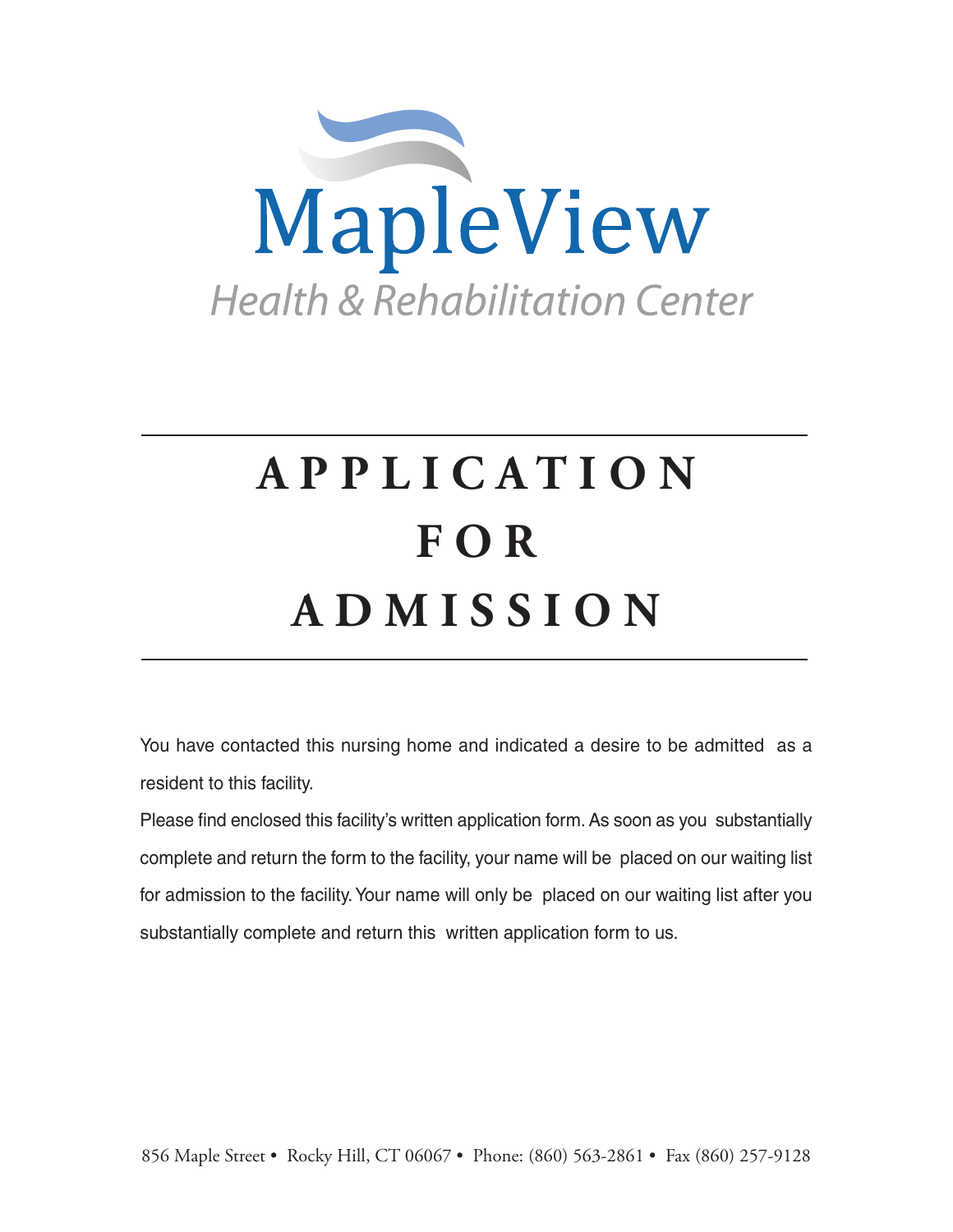# MapleView

*Health & Rehabilitation Center*

---

# APPLICATION FOR ADMISSION

---

You have contacted this nursing home and indicated a desire to be admitted as a resident to this facility.

Please find enclosed this facility's written application form. As soon as you substantially complete and return the form to the facility, your name will be placed on our waiting list for admission to the facility. Your name will only be placed on our waiting list after you substantially complete and return this written application form to us.

856 Maple Street • Rocky Hill, CT 06067 • Phone: (860) 563-2861 • Fax (860) 257-9128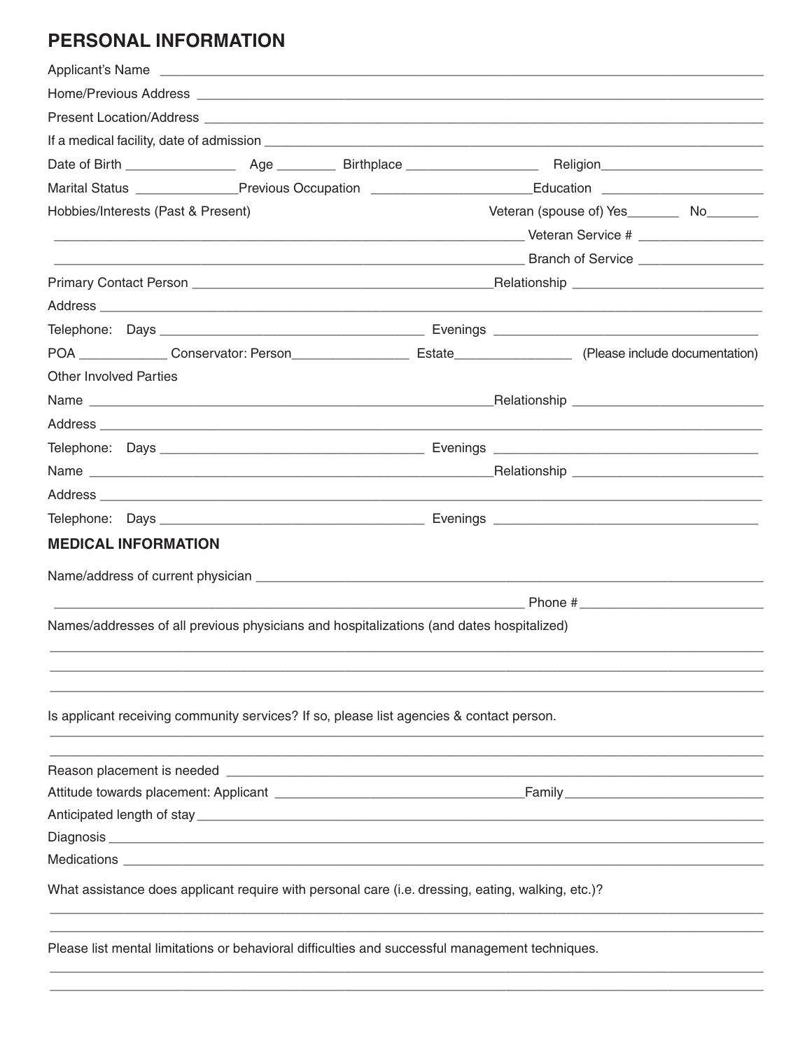## PERSONAL INFORMATION

Applicant's Name \_\_\_\_\_\_\_\_\_\_\_\_\_\_\_\_\_\_\_\_\_\_\_\_\_\_\_\_\_\_\_\_\_\_\_\_\_\_\_\_

Home/Previous Address \_\_\_\_\_\_\_\_\_\_\_\_\_\_\_\_\_\_\_\_\_\_\_\_\_\_\_\_\_\_\_\_\_\_\_\_\_\_\_\_

Present Location/Address \_\_\_\_\_\_\_\_\_\_\_\_\_\_\_\_\_\_\_\_\_\_\_\_\_\_\_\_\_\_\_\_\_\_\_\_\_\_\_\_

If a medical facility, date of admission \_\_\_\_\_\_\_\_\_\_\_\_\_\_\_\_\_\_\_\_\_\_\_\_\_\_\_\_\_\_\_\_

Date of Birth \_\_\_\_\_\_\_\_\_\_\_\_ Age \_\_\_\_\_\_\_ Birthplace \_\_\_\_\_\_\_\_\_\_\_\_\_\_ Religion\_\_\_\_\_\_\_\_\_\_\_\_\_\_\_\_

Marital Status \_\_\_\_\_\_\_\_\_\_\_\_Previous Occupation \_\_\_\_\_\_\_\_\_\_\_\_\_\_\_\_Education \_\_\_\_\_\_\_\_\_\_\_\_\_\_\_\_

Hobbies/Interests (Past & Present) Veteran (spouse of) Yes\_\_\_\_\_\_\_ No\_\_\_\_\_\_\_

\_\_\_\_\_\_\_\_\_\_\_\_\_\_\_\_\_\_\_\_\_\_\_\_\_\_\_\_\_\_\_\_\_\_\_\_\_\_\_\_ Veteran Service # \_\_\_\_\_\_\_\_\_\_\_\_\_\_

\_\_\_\_\_\_\_\_\_\_\_\_\_\_\_\_\_\_\_\_\_\_\_\_\_\_\_\_\_\_\_\_\_\_\_\_\_\_\_\_ Branch of Service \_\_\_\_\_\_\_\_\_\_\_\_\_\_

Primary Contact Person \_\_\_\_\_\_\_\_\_\_\_\_\_\_\_\_\_\_\_\_\_\_\_\_\_\_\_\_\_\_Relationship \_\_\_\_\_\_\_\_\_\_\_\_\_\_\_\_\_\_\_\_

Address \_\_\_\_\_\_\_\_\_\_\_\_\_\_\_\_\_\_\_\_\_\_\_\_\_\_\_\_\_\_\_\_\_\_\_\_\_\_\_\_\_\_\_\_\_\_\_\_\_\_\_\_

Telephone: Days \_\_\_\_\_\_\_\_\_\_\_\_\_\_\_\_\_\_\_\_\_\_\_\_\_\_ Evenings \_\_\_\_\_\_\_\_\_\_\_\_\_\_\_\_\_\_\_\_\_\_\_\_\_\_

POA \_\_\_\_\_\_\_\_\_\_ Conservator: Person\_\_\_\_\_\_\_\_\_\_\_\_\_\_ Estate\_\_\_\_\_\_\_\_\_\_\_\_\_\_ (Please include documentation)

Other Involved Parties

Name \_\_\_\_\_\_\_\_\_\_\_\_\_\_\_\_\_\_\_\_\_\_\_\_\_\_\_\_\_\_\_\_\_\_\_\_\_\_\_\_Relationship \_\_\_\_\_\_\_\_\_\_\_\_\_\_\_\_\_\_\_\_

Address \_\_\_\_\_\_\_\_\_\_\_\_\_\_\_\_\_\_\_\_\_\_\_\_\_\_\_\_\_\_\_\_\_\_\_\_\_\_\_\_\_\_\_\_\_\_\_\_\_\_\_\_

Telephone: Days \_\_\_\_\_\_\_\_\_\_\_\_\_\_\_\_\_\_\_\_\_\_\_\_\_\_ Evenings \_\_\_\_\_\_\_\_\_\_\_\_\_\_\_\_\_\_\_\_\_\_\_\_\_\_

Name \_\_\_\_\_\_\_\_\_\_\_\_\_\_\_\_\_\_\_\_\_\_\_\_\_\_\_\_\_\_\_\_\_\_\_\_\_\_\_\_Relationship \_\_\_\_\_\_\_\_\_\_\_\_\_\_\_\_\_\_\_\_

Address \_\_\_\_\_\_\_\_\_\_\_\_\_\_\_\_\_\_\_\_\_\_\_\_\_\_\_\_\_\_\_\_\_\_\_\_\_\_\_\_\_\_\_\_\_\_\_\_\_\_\_\_

Telephone: Days \_\_\_\_\_\_\_\_\_\_\_\_\_\_\_\_\_\_\_\_\_\_\_\_\_\_ Evenings \_\_\_\_\_\_\_\_\_\_\_\_\_\_\_\_\_\_\_\_\_\_\_\_\_\_

### MEDICAL INFORMATION

Name/address of current physician \_\_\_\_\_\_\_\_\_\_\_\_\_\_\_\_\_\_\_\_\_\_\_\_\_\_\_\_\_\_\_\_\_\_\_\_\_\_\_\_

\_\_\_\_\_\_\_\_\_\_\_\_\_\_\_\_\_\_\_\_\_\_\_\_\_\_\_\_\_\_\_\_\_\_\_\_\_\_\_\_ Phone # \_\_\_\_\_\_\_\_\_\_\_\_\_\_\_\_\_\_\_\_

Names/addresses of all previous physicians and hospitalizations (and dates hospitalized)

\_\_\_\_\_\_\_\_\_\_\_\_\_\_\_\_\_\_\_\_\_\_\_\_\_\_\_\_\_\_\_\_\_\_\_\_\_\_\_\_\_\_\_\_\_\_\_\_\_\_\_\_\_\_\_\_\_\_\_\_

\_\_\_\_\_\_\_\_\_\_\_\_\_\_\_\_\_\_\_\_\_\_\_\_\_\_\_\_\_\_\_\_\_\_\_\_\_\_\_\_\_\_\_\_\_\_\_\_\_\_\_\_\_\_\_\_\_\_\_\_

\_\_\_\_\_\_\_\_\_\_\_\_\_\_\_\_\_\_\_\_\_\_\_\_\_\_\_\_\_\_\_\_\_\_\_\_\_\_\_\_\_\_\_\_\_\_\_\_\_\_\_\_\_\_\_\_\_\_\_\_

Is applicant receiving community services? If so, please list agencies & contact person.

\_\_\_\_\_\_\_\_\_\_\_\_\_\_\_\_\_\_\_\_\_\_\_\_\_\_\_\_\_\_\_\_\_\_\_\_\_\_\_\_\_\_\_\_\_\_\_\_\_\_\_\_\_\_\_\_\_\_\_\_

\_\_\_\_\_\_\_\_\_\_\_\_\_\_\_\_\_\_\_\_\_\_\_\_\_\_\_\_\_\_\_\_\_\_\_\_\_\_\_\_\_\_\_\_\_\_\_\_\_\_\_\_\_\_\_\_\_\_\_\_

Reason placement is needed \_\_\_\_\_\_\_\_\_\_\_\_\_\_\_\_\_\_\_\_\_\_\_\_\_\_\_\_\_\_\_\_\_\_\_\_\_\_\_\_\_\_

Attitude towards placement: Applicant \_\_\_\_\_\_\_\_\_\_\_\_\_\_\_\_\_\_\_\_\_\_\_\_Family \_\_\_\_\_\_\_\_\_\_\_\_\_\_\_\_\_\_\_\_

Anticipated length of stay \_\_\_\_\_\_\_\_\_\_\_\_\_\_\_\_\_\_\_\_\_\_\_\_\_\_\_\_\_\_\_\_\_\_\_\_\_\_\_\_\_\_

Diagnosis \_\_\_\_\_\_\_\_\_\_\_\_\_\_\_\_\_\_\_\_\_\_\_\_\_\_\_\_\_\_\_\_\_\_\_\_\_\_\_\_\_\_\_\_\_\_\_\_\_\_\_\_

Medications \_\_\_\_\_\_\_\_\_\_\_\_\_\_\_\_\_\_\_\_\_\_\_\_\_\_\_\_\_\_\_\_\_\_\_\_\_\_\_\_\_\_\_\_\_\_\_\_\_\_

What assistance does applicant require with personal care (i.e. dressing, eating, walking, etc.)?

\_\_\_\_\_\_\_\_\_\_\_\_\_\_\_\_\_\_\_\_\_\_\_\_\_\_\_\_\_\_\_\_\_\_\_\_\_\_\_\_\_\_\_\_\_\_\_\_\_\_\_\_\_\_\_\_\_\_\_\_

\_\_\_\_\_\_\_\_\_\_\_\_\_\_\_\_\_\_\_\_\_\_\_\_\_\_\_\_\_\_\_\_\_\_\_\_\_\_\_\_\_\_\_\_\_\_\_\_\_\_\_\_\_\_\_\_\_\_\_\_

Please list mental limitations or behavioral difficulties and successful management techniques.

\_\_\_\_\_\_\_\_\_\_\_\_\_\_\_\_\_\_\_\_\_\_\_\_\_\_\_\_\_\_\_\_\_\_\_\_\_\_\_\_\_\_\_\_\_\_\_\_\_\_\_\_\_\_\_\_\_\_\_\_

\_\_\_\_\_\_\_\_\_\_\_\_\_\_\_\_\_\_\_\_\_\_\_\_\_\_\_\_\_\_\_\_\_\_\_\_\_\_\_\_\_\_\_\_\_\_\_\_\_\_\_\_\_\_\_\_\_\_\_\_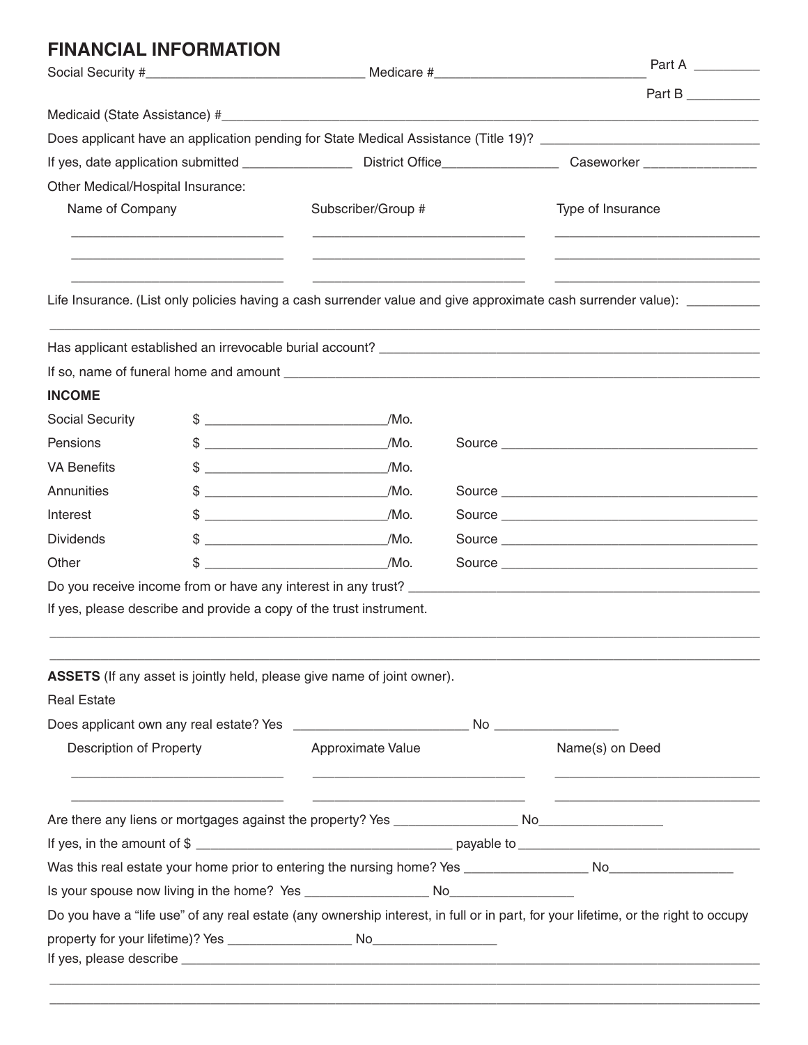# FINANCIAL INFORMATION

Social Security #______________________________ Medicare #____________________________ Part A _________

Part B __________

Medicaid (State Assistance) #__________________________________________________________________________

Does applicant have an application pending for State Medical Assistance (Title 19)? ______________________________

If yes, date application submitted _______________ District Office________________ Caseworker _______________

Other Medical/Hospital Insurance:

| Name of Company | Subscriber/Group # | Type of Insurance |
|---|---|---|
| | | |
| | | |
| | | |

Life Insurance. (List only policies having a cash surrender value and give approximate cash surrender value): __________

______________________________________________________________________________________________

Has applicant established an irrevocable burial account? ______________________________________________________

If so, name of funeral home and amount _________________________________________________________________

**INCOME**

| | | |
|---|---|---|
| Social Security | $ ________________________/Mo. | |
| Pensions | $ ________________________/Mo. | Source ____________________________________ |
| VA Benefits | $ ________________________/Mo. | |
| Annunities | $ ________________________/Mo. | Source ____________________________________ |
| Interest | $ ________________________/Mo. | Source ____________________________________ |
| Dividends | $ ________________________/Mo. | Source ____________________________________ |
| Other | $ ________________________/Mo. | Source ____________________________________ |

Do you receive income from or have any interest in any trust? ______________________________________________

If yes, please describe and provide a copy of the trust instrument.

______________________________________________________________________________________________

______________________________________________________________________________________________

**ASSETS** (If any asset is jointly held, please give name of joint owner).

Real Estate

Does applicant own any real estate? Yes ________________________ No ________________

| Description of Property | Approximate Value | Name(s) on Deed |
|---|---|---|
| | | |
| | | |

Are there any liens or mortgages against the property? Yes _________________ No_________________

If yes, in the amount of $ ___________________________________ payable to ___________________________________

Was this real estate your home prior to entering the nursing home? Yes _________________ No_________________

Is your spouse now living in the home? Yes _________________ No_________________

Do you have a "life use" of any real estate (any ownership interest, in full or in part, for your lifetime, or the right to occupy property for your lifetime)? Yes _________________ No_________________

If yes, please describe ______________________________________________________________________________

______________________________________________________________________________________________

______________________________________________________________________________________________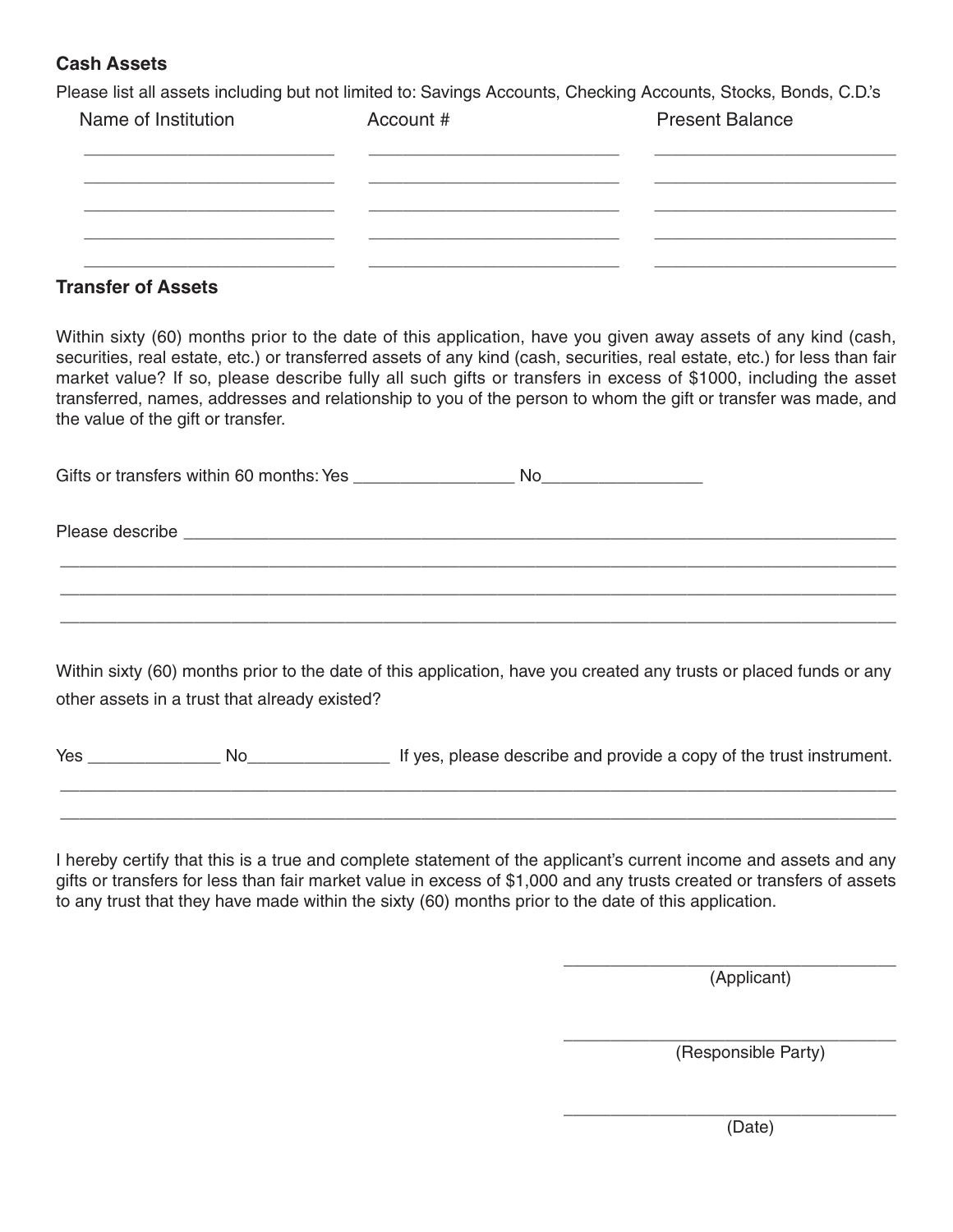### Cash Assets

Please list all assets including but not limited to: Savings Accounts, Checking Accounts, Stocks, Bonds, C.D.'s

| Name of Institution | Account # | Present Balance |
| --- | --- | --- |
| ________________________ | ________________________ | ________________________ |
| ________________________ | ________________________ | ________________________ |
| ________________________ | ________________________ | ________________________ |
| ________________________ | ________________________ | ________________________ |
| ________________________ | ________________________ | ________________________ |

### Transfer of Assets

Within sixty (60) months prior to the date of this application, have you given away assets of any kind (cash, securities, real estate, etc.) or transferred assets of any kind (cash, securities, real estate, etc.) for less than fair market value? If so, please describe fully all such gifts or transfers in excess of $1000, including the asset transferred, names, addresses and relationship to you of the person to whom the gift or transfer was made, and the value of the gift or transfer.

Gifts or transfers within 60 months: Yes ________________ No________________

Please describe ______________________________________________________________________

______________________________________________________________________________________

______________________________________________________________________________________

______________________________________________________________________________________

Within sixty (60) months prior to the date of this application, have you created any trusts or placed funds or any other assets in a trust that already existed?

Yes ______________ No_______________ If yes, please describe and provide a copy of the trust instrument.

______________________________________________________________________________________

______________________________________________________________________________________

I hereby certify that this is a true and complete statement of the applicant's current income and assets and any gifts or transfers for less than fair market value in excess of $1,000 and any trusts created or transfers of assets to any trust that they have made within the sixty (60) months prior to the date of this application.

___________________________________
(Applicant)

___________________________________
(Responsible Party)

___________________________________
(Date)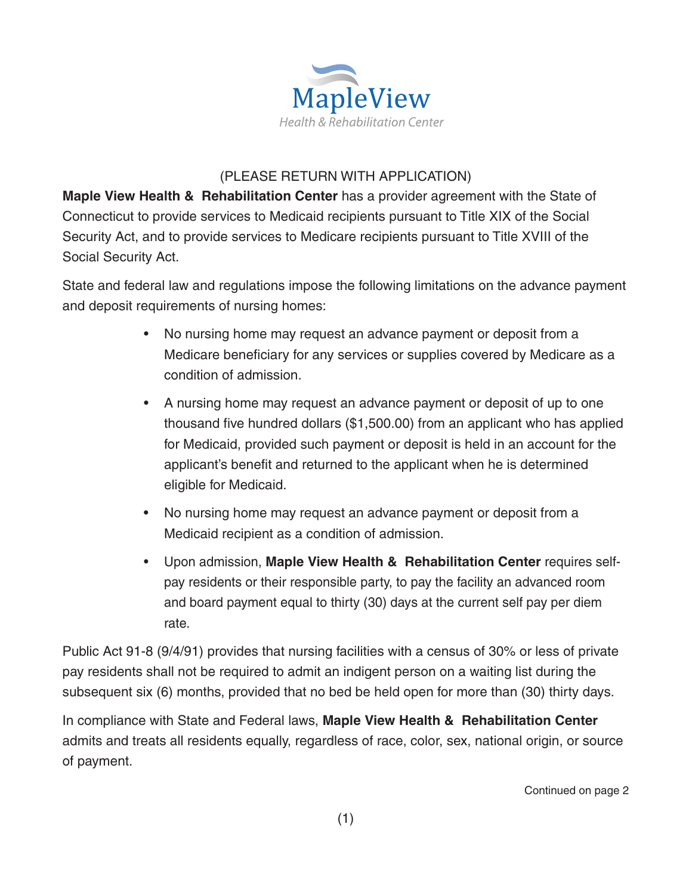MapleView
Health & Rehabilitation Center

(PLEASE RETURN WITH APPLICATION)

**Maple View Health & Rehabilitation Center** has a provider agreement with the State of Connecticut to provide services to Medicaid recipients pursuant to Title XIX of the Social Security Act, and to provide services to Medicare recipients pursuant to Title XVIII of the Social Security Act.

State and federal law and regulations impose the following limitations on the advance payment and deposit requirements of nursing homes:

- No nursing home may request an advance payment or deposit from a Medicare beneficiary for any services or supplies covered by Medicare as a condition of admission.
- A nursing home may request an advance payment or deposit of up to one thousand five hundred dollars ($1,500.00) from an applicant who has applied for Medicaid, provided such payment or deposit is held in an account for the applicant's benefit and returned to the applicant when he is determined eligible for Medicaid.
- No nursing home may request an advance payment or deposit from a Medicaid recipient as a condition of admission.
- Upon admission, **Maple View Health & Rehabilitation Center** requires self-pay residents or their responsible party, to pay the facility an advanced room and board payment equal to thirty (30) days at the current self pay per diem rate.

Public Act 91-8 (9/4/91) provides that nursing facilities with a census of 30% or less of private pay residents shall not be required to admit an indigent person on a waiting list during the subsequent six (6) months, provided that no bed be held open for more than (30) thirty days.

In compliance with State and Federal laws, **Maple View Health & Rehabilitation Center** admits and treats all residents equally, regardless of race, color, sex, national origin, or source of payment.

Continued on page 2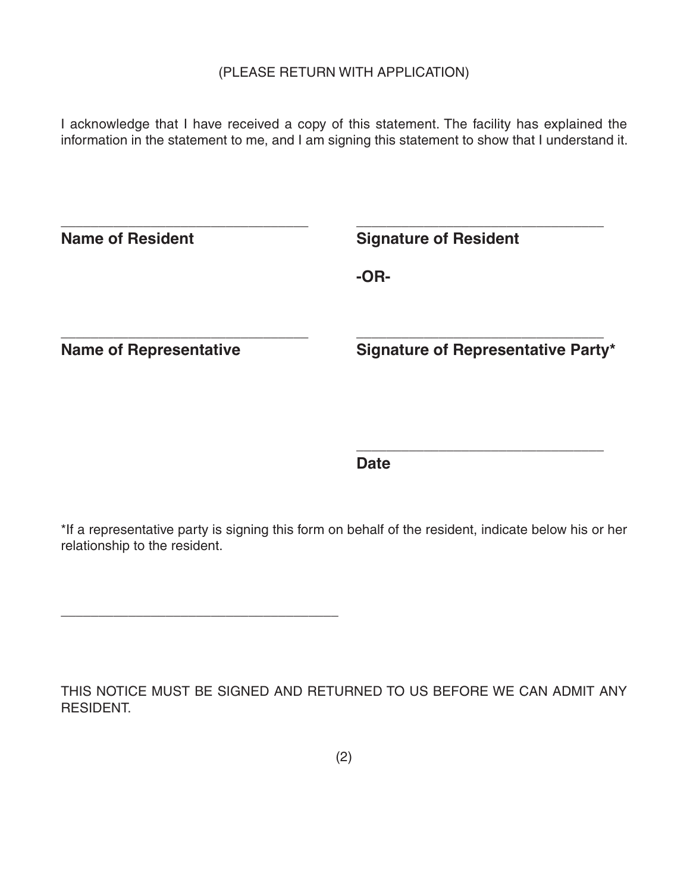(PLEASE RETURN WITH APPLICATION)

I acknowledge that I have received a copy of this statement. The facility has explained the information in the statement to me, and I am signing this statement to show that I understand it.

| | |
|---|---|
| ______________________________ | ______________________________ |
| **Name of Resident** | **Signature of Resident** |
| | **-OR-** |
| ______________________________ | ______________________________ |
| **Name of Representative** | **Signature of Representative Party*** |
| | ______________________________ |
| | **Date** |

*If a representative party is signing this form on behalf of the resident, indicate below his or her relationship to the resident.

___________________________________

THIS NOTICE MUST BE SIGNED AND RETURNED TO US BEFORE WE CAN ADMIT ANY RESIDENT.